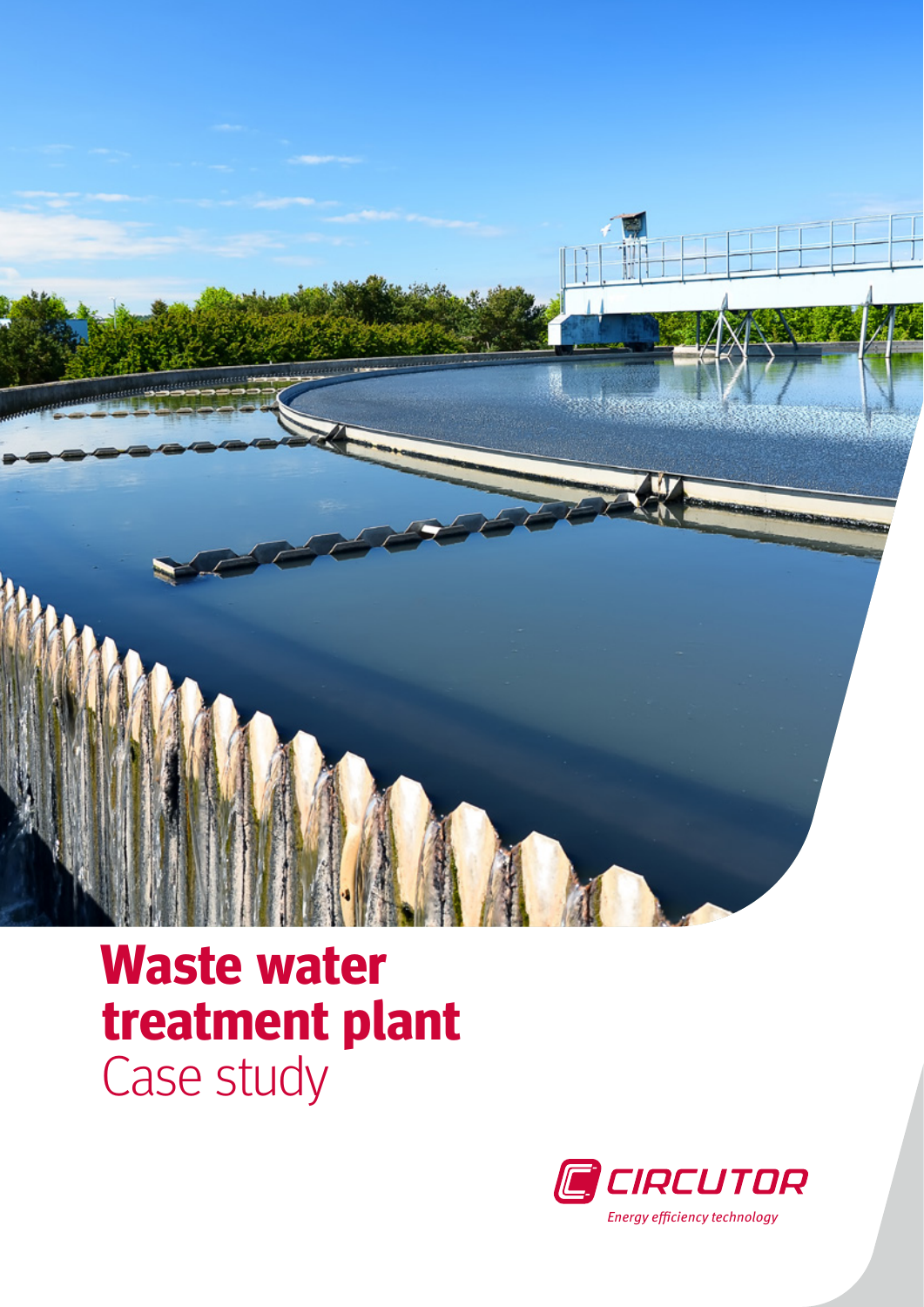# Waste water treatment plant

Case study

CIRCUTOR

*Energy efficiency technology*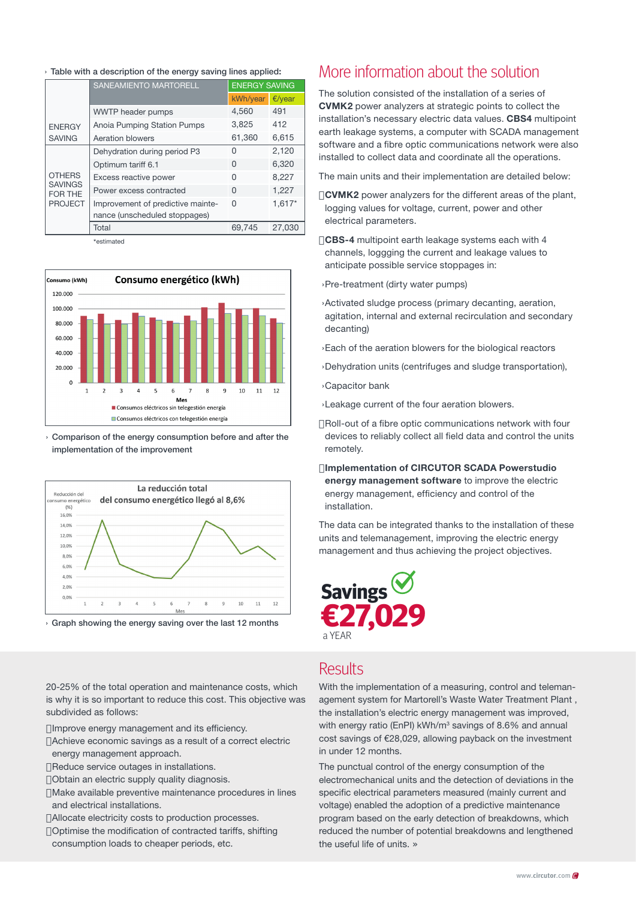› Table with a description of the energy saving lines applied:

| | SANEAMIENTO MARTORELL | ENERGY SAVING | |
|---|---|---|---|
| | | kWh/year | €/year |
| ENERGY SAVING | WWTP header pumps | 4,560 | 491 |
| | Anoia Pumping Station Pumps | 3,825 | 412 |
| | Aeration blowers | 61,360 | 6,615 |
| OTHERS SAVINGS FOR THE PROJECT | Dehydration during period P3 | 0 | 2,120 |
| | Optimum tariff 6.1 | 0 | 6,320 |
| | Excess reactive power | 0 | 8,227 |
| | Power excess contracted | 0 | 1,227 |
| | Improvement of predictive maintenance (unscheduled stoppages) | 0 | 1,617* |
| | Total | 69,745 | 27,030 |

*estimated

› Comparison of the energy consumption before and after the implementation of the improvement

› Graph showing the energy saving over the last 12 months

## More information about the solution

The solution consisted of the installation of a series of **CVMK2** power analyzers at strategic points to collect the installation's necessary electric data values. **CBS4** multipoint earth leakage systems, a computer with SCADA management software and a fibre optic communications network were also installed to collect data and coordinate all the operations.

The main units and their implementation are detailed below:

- **CVMK2** power analyzers for the different areas of the plant, logging values for voltage, current, power and other electrical parameters.
- **CBS-4** multipoint earth leakage systems each with 4 channels, loggging the current and leakage values to anticipate possible service stoppages in:
  - Pre-treatment (dirty water pumps)
  - Activated sludge process (primary decanting, aeration, agitation, internal and external recirculation and secondary decanting)
  - Each of the aeration blowers for the biological reactors
  - Dehydration units (centrifuges and sludge transportation),
  - Capacitor bank
  - Leakage current of the four aeration blowers.
- Roll-out of a fibre optic communications network with four devices to reliably collect all field data and control the units remotely.
- **Implementation of CIRCUTOR SCADA Powerstudio energy management software** to improve the electric energy management, efficiency and control of the installation.

The data can be integrated thanks to the installation of these units and telemanagement, improving the electric energy management and thus achieving the project objectives.

**Savings €27,029 a YEAR**

20-25% of the total operation and maintenance costs, which is why it is so important to reduce this cost. This objective was subdivided as follows:

- Improve energy management and its efficiency.
- Achieve economic savings as a result of a correct electric energy management approach.
- Reduce service outages in installations.
- Obtain an electric supply quality diagnosis.
- Make available preventive maintenance procedures in lines and electrical installations.
- Allocate electricity costs to production processes.
- Optimise the modification of contracted tariffs, shifting consumption loads to cheaper periods, etc.

## Results

With the implementation of a measuring, control and telemanagement system for Martorell's Waste Water Treatment Plant , the installation's electric energy management was improved, with energy ratio (EnPI) kWh/m³ savings of 8.6% and annual cost savings of €28,029, allowing payback on the investment in under 12 months.

The punctual control of the energy consumption of the electromechanical units and the detection of deviations in the specific electrical parameters measured (mainly current and voltage) enabled the adoption of a predictive maintenance program based on the early detection of breakdowns, which reduced the number of potential breakdowns and lengthened the useful life of units. »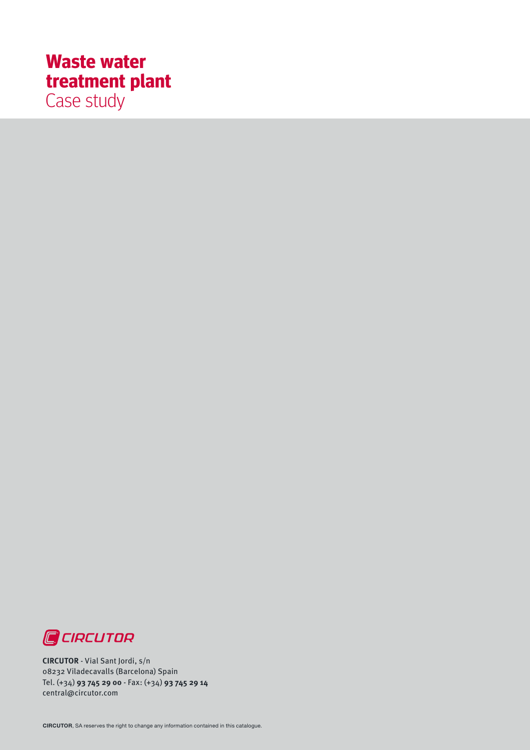# Waste water treatment plant

Case study

CIRCUTOR

**CIRCUTOR** - Vial Sant Jordi, s/n
08232 Viladecavalls (Barcelona) Spain
Tel. (+34) **93 745 29 00** - Fax: (+34) **93 745 29 14**
central@circutor.com

**CIRCUTOR**, SA reserves the right to change any information contained in this catalogue.